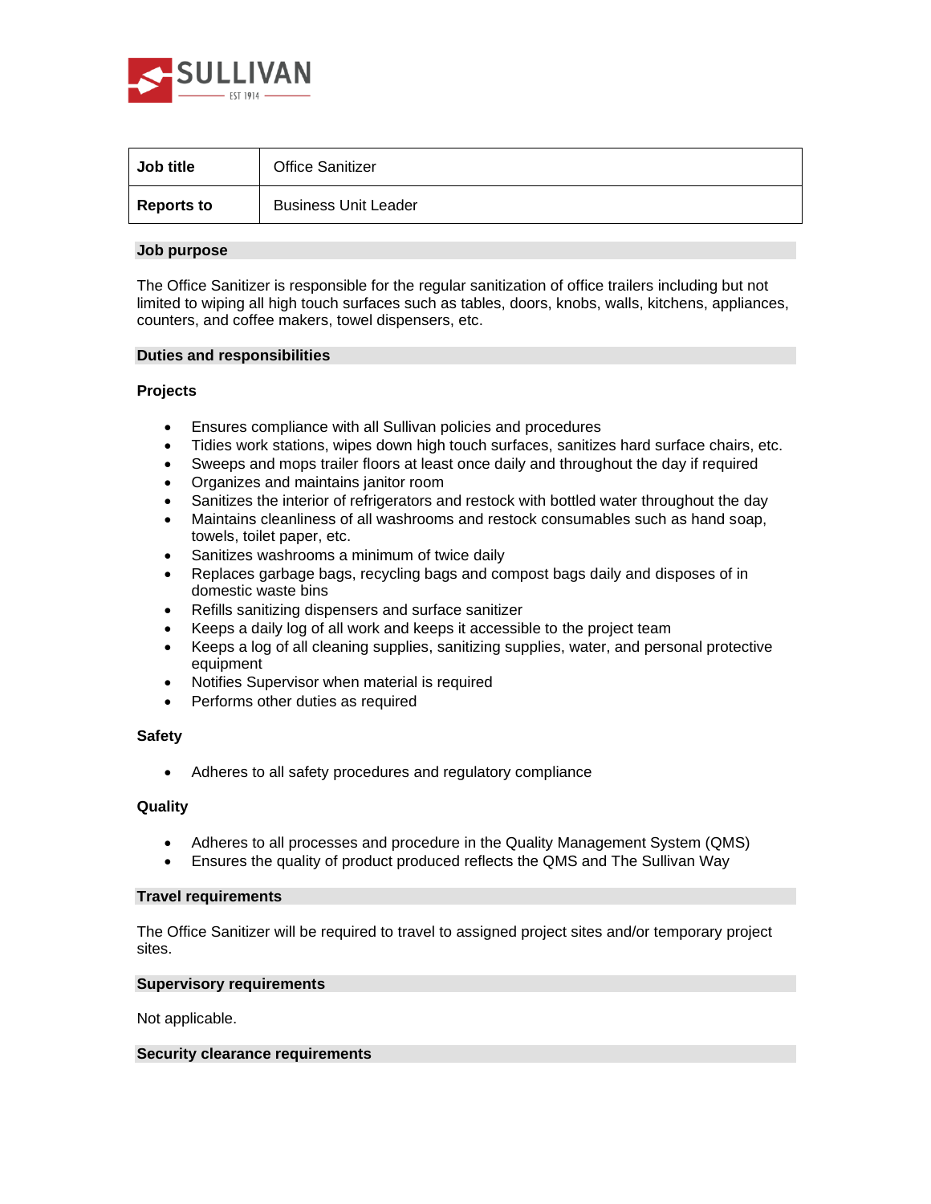SULLIVAN

EST 1914

| Job title | Office Sanitizer |
|---|---|
| Reports to | Business Unit Leader |

## Job purpose

The Office Sanitizer is responsible for the regular sanitization of office trailers including but not limited to wiping all high touch surfaces such as tables, doors, knobs, walls, kitchens, appliances, counters, and coffee makers, towel dispensers, etc.

## Duties and responsibilities

### Projects

- Ensures compliance with all Sullivan policies and procedures
- Tidies work stations, wipes down high touch surfaces, sanitizes hard surface chairs, etc.
- Sweeps and mops trailer floors at least once daily and throughout the day if required
- Organizes and maintains janitor room
- Sanitizes the interior of refrigerators and restock with bottled water throughout the day
- Maintains cleanliness of all washrooms and restock consumables such as hand soap, towels, toilet paper, etc.
- Sanitizes washrooms a minimum of twice daily
- Replaces garbage bags, recycling bags and compost bags daily and disposes of in domestic waste bins
- Refills sanitizing dispensers and surface sanitizer
- Keeps a daily log of all work and keeps it accessible to the project team
- Keeps a log of all cleaning supplies, sanitizing supplies, water, and personal protective equipment
- Notifies Supervisor when material is required
- Performs other duties as required

### Safety

- Adheres to all safety procedures and regulatory compliance

### Quality

- Adheres to all processes and procedure in the Quality Management System (QMS)
- Ensures the quality of product produced reflects the QMS and The Sullivan Way

## Travel requirements

The Office Sanitizer will be required to travel to assigned project sites and/or temporary project sites.

## Supervisory requirements

Not applicable.

## Security clearance requirements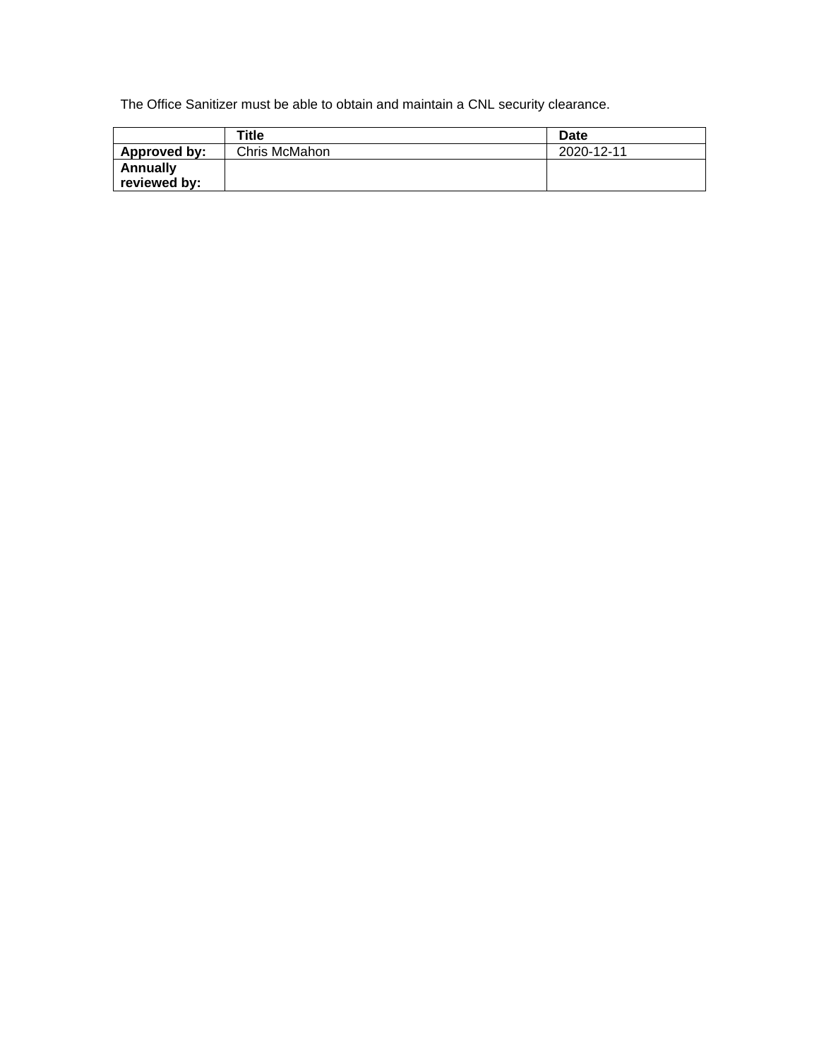The Office Sanitizer must be able to obtain and maintain a CNL security clearance.

| | Title | Date |
|---|---|---|
| **Approved by:** | Chris McMahon | 2020-12-11 |
| **Annually reviewed by:** | | |